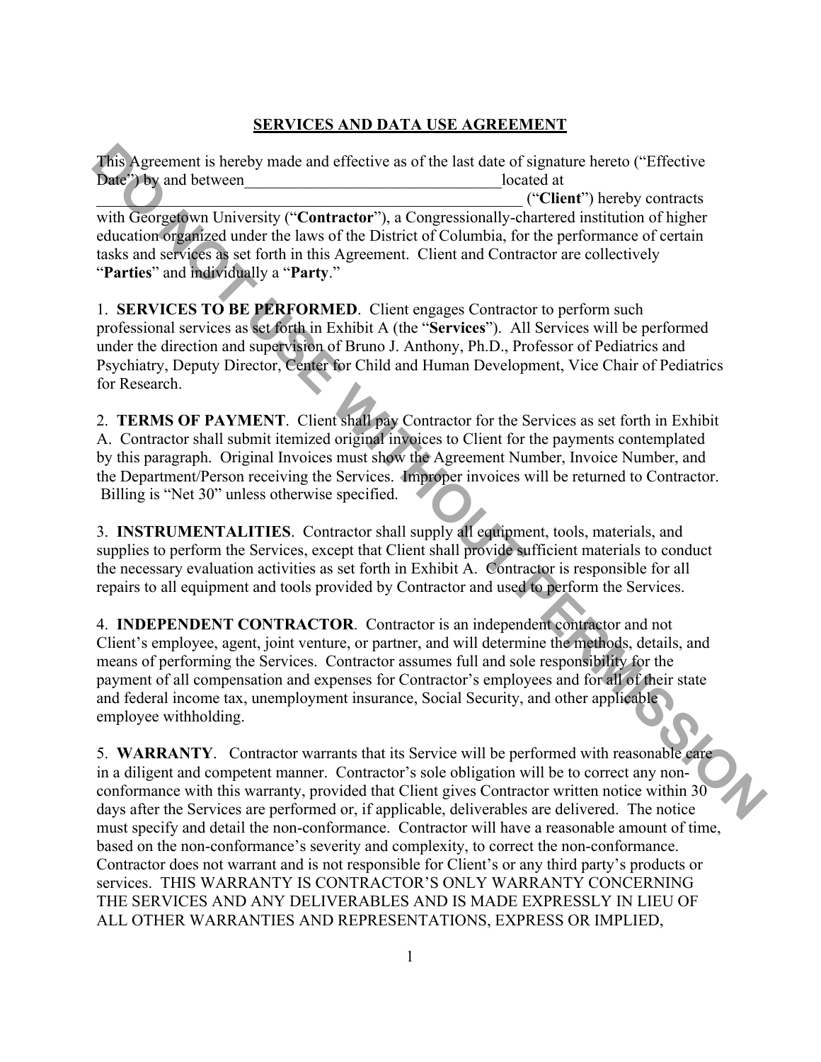# SERVICES AND DATA USE AGREEMENT

This Agreement is hereby made and effective as of the last date of signature hereto ("Effective Date") by and between_________________________________located at _________________________________________________ ("**Client**") hereby contracts with Georgetown University ("**Contractor**"), a Congressionally-chartered institution of higher education organized under the laws of the District of Columbia, for the performance of certain tasks and services as set forth in this Agreement. Client and Contractor are collectively "**Parties**" and individually a "**Party**."

1. **SERVICES TO BE PERFORMED**. Client engages Contractor to perform such professional services as set forth in Exhibit A (the "**Services**"). All Services will be performed under the direction and supervision of Bruno J. Anthony, Ph.D., Professor of Pediatrics and Psychiatry, Deputy Director, Center for Child and Human Development, Vice Chair of Pediatrics for Research.

2. **TERMS OF PAYMENT**. Client shall pay Contractor for the Services as set forth in Exhibit A. Contractor shall submit itemized original invoices to Client for the payments contemplated by this paragraph. Original Invoices must show the Agreement Number, Invoice Number, and the Department/Person receiving the Services. Improper invoices will be returned to Contractor. Billing is "Net 30" unless otherwise specified.

3. **INSTRUMENTALITIES**. Contractor shall supply all equipment, tools, materials, and supplies to perform the Services, except that Client shall provide sufficient materials to conduct the necessary evaluation activities as set forth in Exhibit A. Contractor is responsible for all repairs to all equipment and tools provided by Contractor and used to perform the Services.

4. **INDEPENDENT CONTRACTOR**. Contractor is an independent contractor and not Client's employee, agent, joint venture, or partner, and will determine the methods, details, and means of performing the Services. Contractor assumes full and sole responsibility for the payment of all compensation and expenses for Contractor's employees and for all of their state and federal income tax, unemployment insurance, Social Security, and other applicable employee withholding.

5. **WARRANTY**. Contractor warrants that its Service will be performed with reasonable care in a diligent and competent manner. Contractor's sole obligation will be to correct any non-conformance with this warranty, provided that Client gives Contractor written notice within 30 days after the Services are performed or, if applicable, deliverables are delivered. The notice must specify and detail the non-conformance. Contractor will have a reasonable amount of time, based on the non-conformance's severity and complexity, to correct the non-conformance. Contractor does not warrant and is not responsible for Client's or any third party's products or services. THIS WARRANTY IS CONTRACTOR'S ONLY WARRANTY CONCERNING THE SERVICES AND ANY DELIVERABLES AND IS MADE EXPRESSLY IN LIEU OF ALL OTHER WARRANTIES AND REPRESENTATIONS, EXPRESS OR IMPLIED,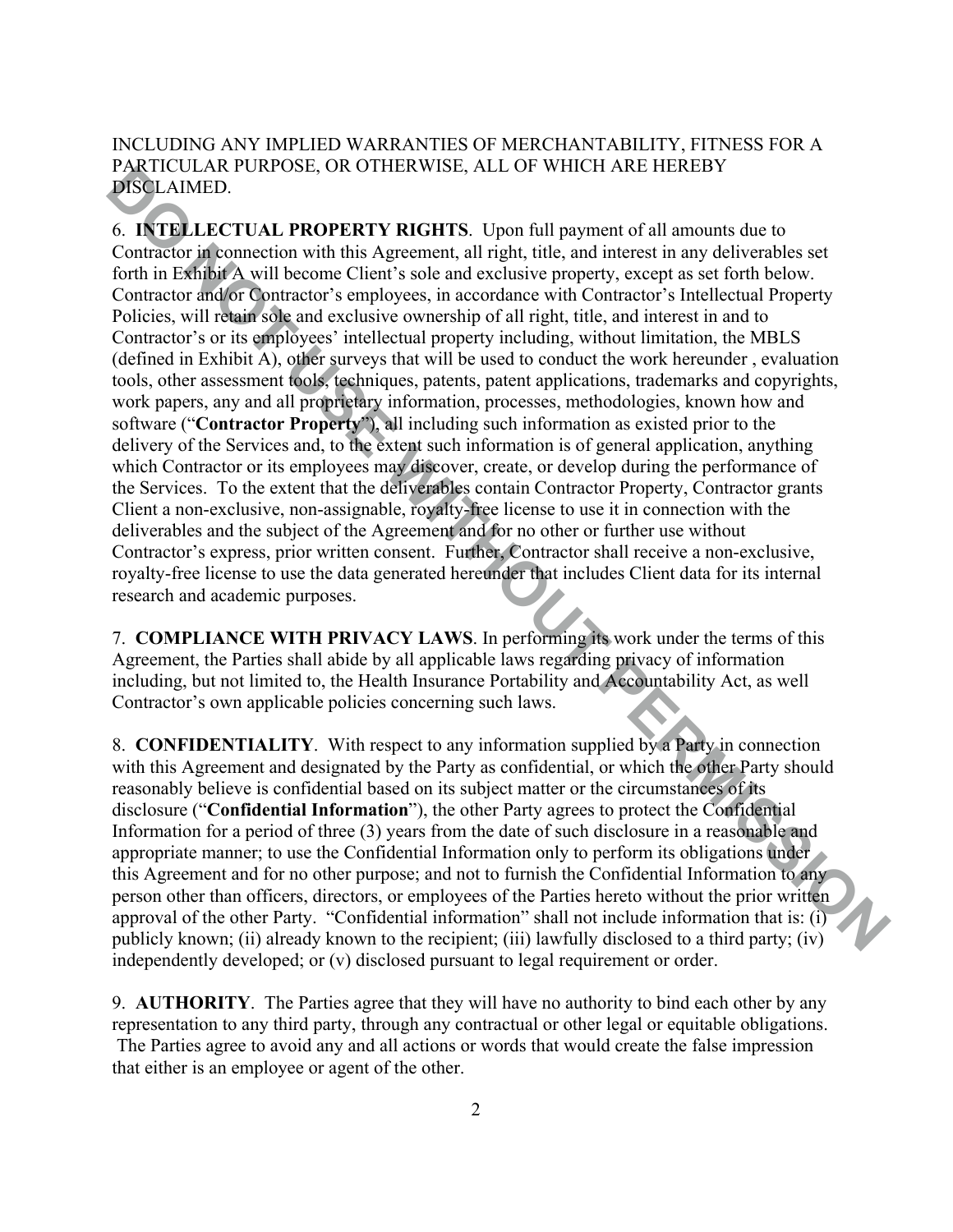INCLUDING ANY IMPLIED WARRANTIES OF MERCHANTABILITY, FITNESS FOR A PARTICULAR PURPOSE, OR OTHERWISE, ALL OF WHICH ARE HEREBY DISCLAIMED.

6. **INTELLECTUAL PROPERTY RIGHTS**. Upon full payment of all amounts due to Contractor in connection with this Agreement, all right, title, and interest in any deliverables set forth in Exhibit A will become Client's sole and exclusive property, except as set forth below. Contractor and/or Contractor's employees, in accordance with Contractor's Intellectual Property Policies, will retain sole and exclusive ownership of all right, title, and interest in and to Contractor's or its employees' intellectual property including, without limitation, the MBLS (defined in Exhibit A), other surveys that will be used to conduct the work hereunder , evaluation tools, other assessment tools, techniques, patents, patent applications, trademarks and copyrights, work papers, any and all proprietary information, processes, methodologies, known how and software ("**Contractor Property**"), all including such information as existed prior to the delivery of the Services and, to the extent such information is of general application, anything which Contractor or its employees may discover, create, or develop during the performance of the Services. To the extent that the deliverables contain Contractor Property, Contractor grants Client a non-exclusive, non-assignable, royalty-free license to use it in connection with the deliverables and the subject of the Agreement and for no other or further use without Contractor's express, prior written consent. Further, Contractor shall receive a non-exclusive, royalty-free license to use the data generated hereunder that includes Client data for its internal research and academic purposes.

7. **COMPLIANCE WITH PRIVACY LAWS**. In performing its work under the terms of this Agreement, the Parties shall abide by all applicable laws regarding privacy of information including, but not limited to, the Health Insurance Portability and Accountability Act, as well Contractor's own applicable policies concerning such laws.

8. **CONFIDENTIALITY**. With respect to any information supplied by a Party in connection with this Agreement and designated by the Party as confidential, or which the other Party should reasonably believe is confidential based on its subject matter or the circumstances of its disclosure ("**Confidential Information**"), the other Party agrees to protect the Confidential Information for a period of three (3) years from the date of such disclosure in a reasonable and appropriate manner; to use the Confidential Information only to perform its obligations under this Agreement and for no other purpose; and not to furnish the Confidential Information to any person other than officers, directors, or employees of the Parties hereto without the prior written approval of the other Party. "Confidential information" shall not include information that is: (i) publicly known; (ii) already known to the recipient; (iii) lawfully disclosed to a third party; (iv) independently developed; or (v) disclosed pursuant to legal requirement or order.

9. **AUTHORITY**. The Parties agree that they will have no authority to bind each other by any representation to any third party, through any contractual or other legal or equitable obligations. The Parties agree to avoid any and all actions or words that would create the false impression that either is an employee or agent of the other.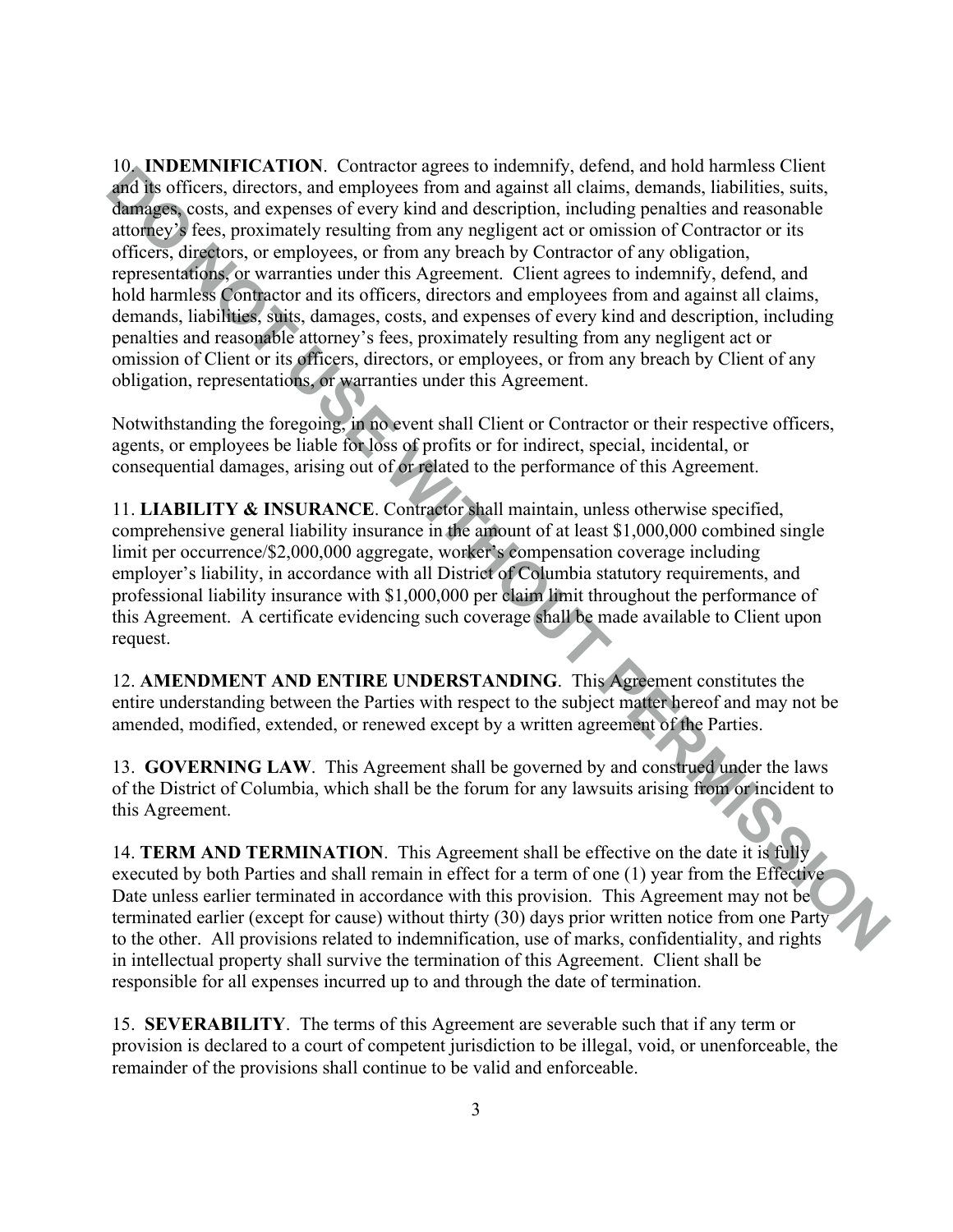10. **INDEMNIFICATION**. Contractor agrees to indemnify, defend, and hold harmless Client and its officers, directors, and employees from and against all claims, demands, liabilities, suits, damages, costs, and expenses of every kind and description, including penalties and reasonable attorney's fees, proximately resulting from any negligent act or omission of Contractor or its officers, directors, or employees, or from any breach by Contractor of any obligation, representations, or warranties under this Agreement. Client agrees to indemnify, defend, and hold harmless Contractor and its officers, directors and employees from and against all claims, demands, liabilities, suits, damages, costs, and expenses of every kind and description, including penalties and reasonable attorney's fees, proximately resulting from any negligent act or omission of Client or its officers, directors, or employees, or from any breach by Client of any obligation, representations, or warranties under this Agreement.

Notwithstanding the foregoing, in no event shall Client or Contractor or their respective officers, agents, or employees be liable for loss of profits or for indirect, special, incidental, or consequential damages, arising out of or related to the performance of this Agreement.

11. **LIABILITY & INSURANCE**. Contractor shall maintain, unless otherwise specified, comprehensive general liability insurance in the amount of at least $1,000,000 combined single limit per occurrence/$2,000,000 aggregate, worker's compensation coverage including employer's liability, in accordance with all District of Columbia statutory requirements, and professional liability insurance with $1,000,000 per claim limit throughout the performance of this Agreement. A certificate evidencing such coverage shall be made available to Client upon request.

12. **AMENDMENT AND ENTIRE UNDERSTANDING**. This Agreement constitutes the entire understanding between the Parties with respect to the subject matter hereof and may not be amended, modified, extended, or renewed except by a written agreement of the Parties.

13. **GOVERNING LAW**. This Agreement shall be governed by and construed under the laws of the District of Columbia, which shall be the forum for any lawsuits arising from or incident to this Agreement.

14. **TERM AND TERMINATION**. This Agreement shall be effective on the date it is fully executed by both Parties and shall remain in effect for a term of one (1) year from the Effective Date unless earlier terminated in accordance with this provision. This Agreement may not be terminated earlier (except for cause) without thirty (30) days prior written notice from one Party to the other. All provisions related to indemnification, use of marks, confidentiality, and rights in intellectual property shall survive the termination of this Agreement. Client shall be responsible for all expenses incurred up to and through the date of termination.

15. **SEVERABILITY**. The terms of this Agreement are severable such that if any term or provision is declared to a court of competent jurisdiction to be illegal, void, or unenforceable, the remainder of the provisions shall continue to be valid and enforceable.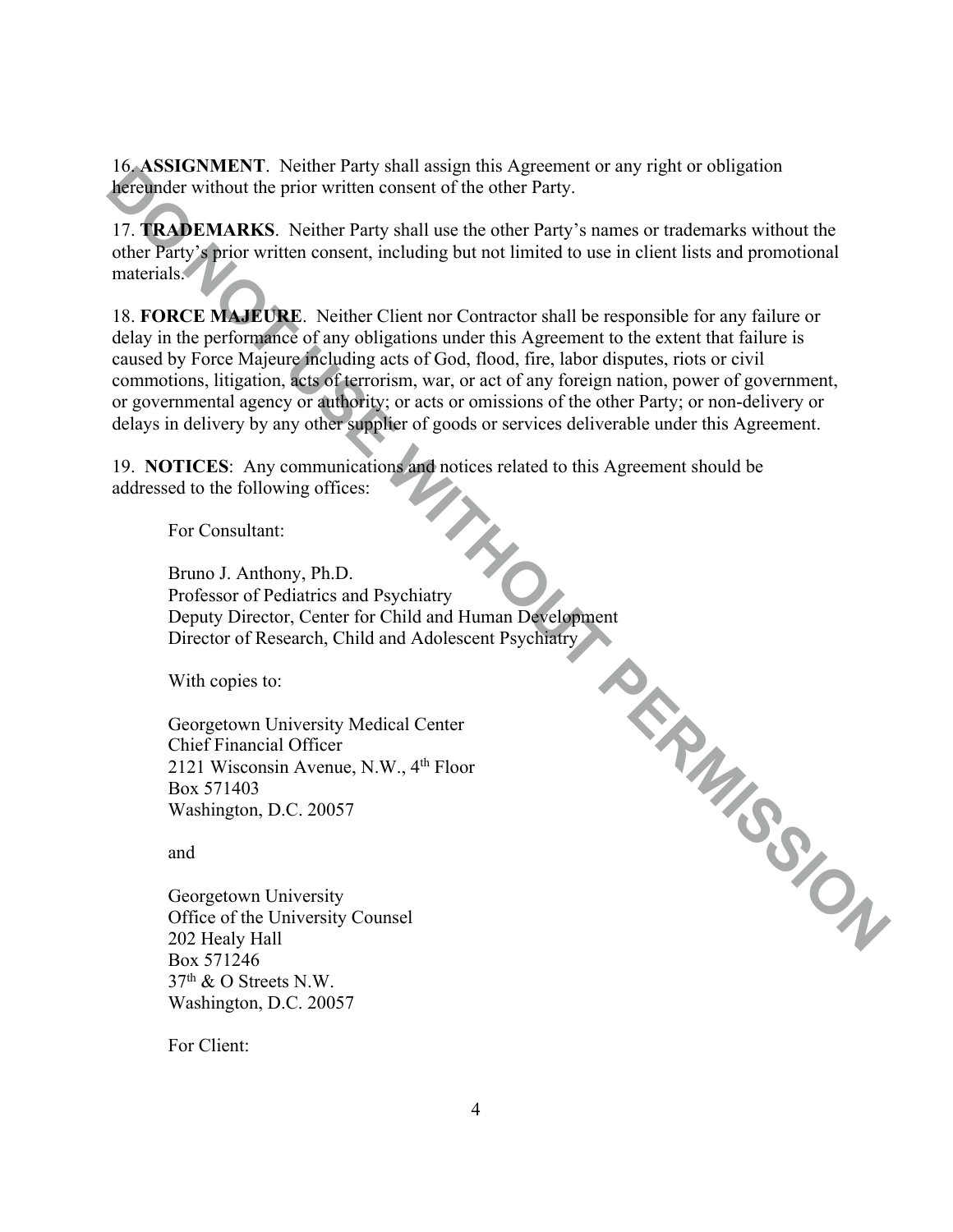16. **ASSIGNMENT**. Neither Party shall assign this Agreement or any right or obligation hereunder without the prior written consent of the other Party.

17. **TRADEMARKS**. Neither Party shall use the other Party's names or trademarks without the other Party's prior written consent, including but not limited to use in client lists and promotional materials.

18. **FORCE MAJEURE**. Neither Client nor Contractor shall be responsible for any failure or delay in the performance of any obligations under this Agreement to the extent that failure is caused by Force Majeure including acts of God, flood, fire, labor disputes, riots or civil commotions, litigation, acts of terrorism, war, or act of any foreign nation, power of government, or governmental agency or authority; or acts or omissions of the other Party; or non-delivery or delays in delivery by any other supplier of goods or services deliverable under this Agreement.

19. **NOTICES**: Any communications and notices related to this Agreement should be addressed to the following offices:

For Consultant:

Bruno J. Anthony, Ph.D.
Professor of Pediatrics and Psychiatry
Deputy Director, Center for Child and Human Development
Director of Research, Child and Adolescent Psychiatry

With copies to:

Georgetown University Medical Center
Chief Financial Officer
2121 Wisconsin Avenue, N.W., 4th Floor
Box 571403
Washington, D.C. 20057

and

Georgetown University
Office of the University Counsel
202 Healy Hall
Box 571246
37th & O Streets N.W.
Washington, D.C. 20057

For Client:

DO NOT USE WITHOUT PERMISSION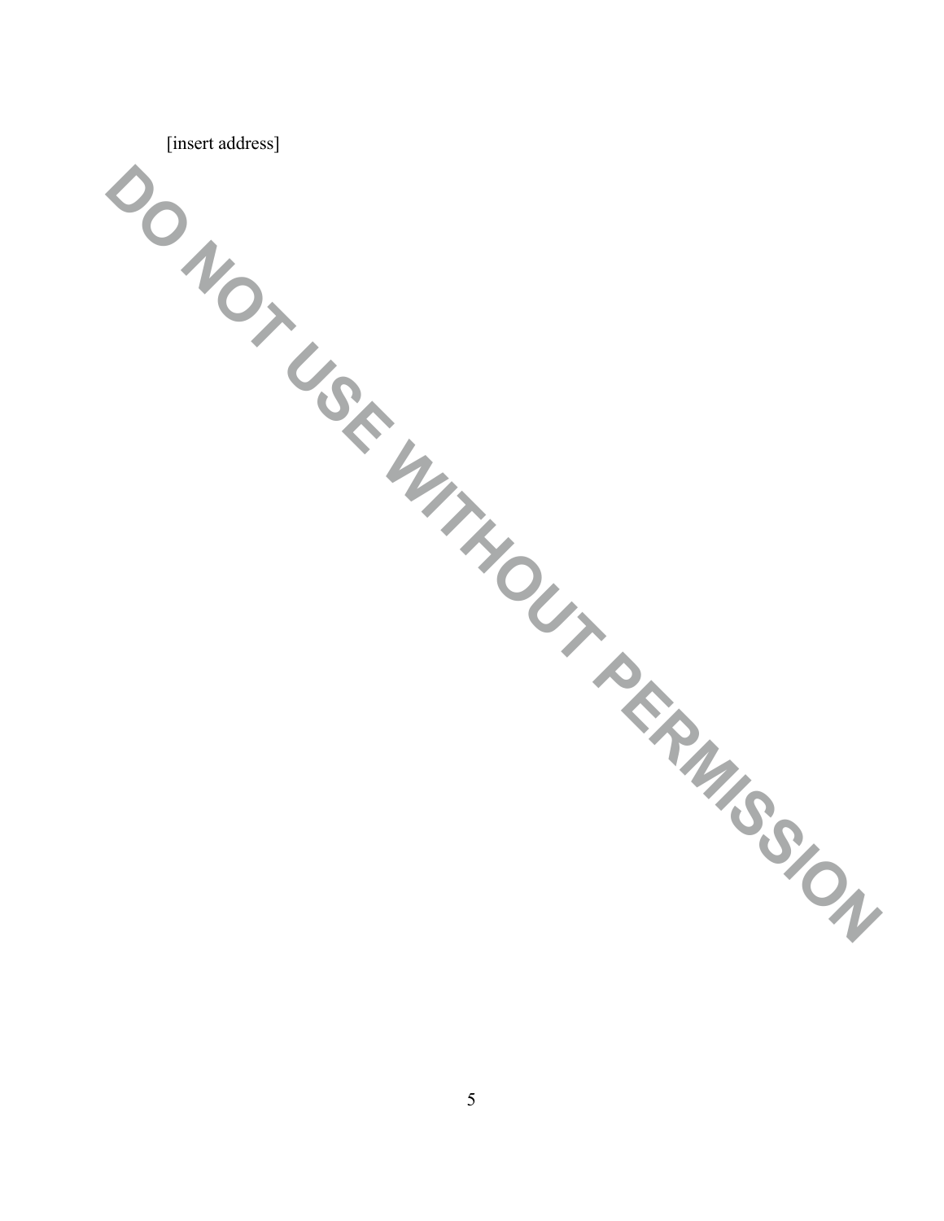[insert address]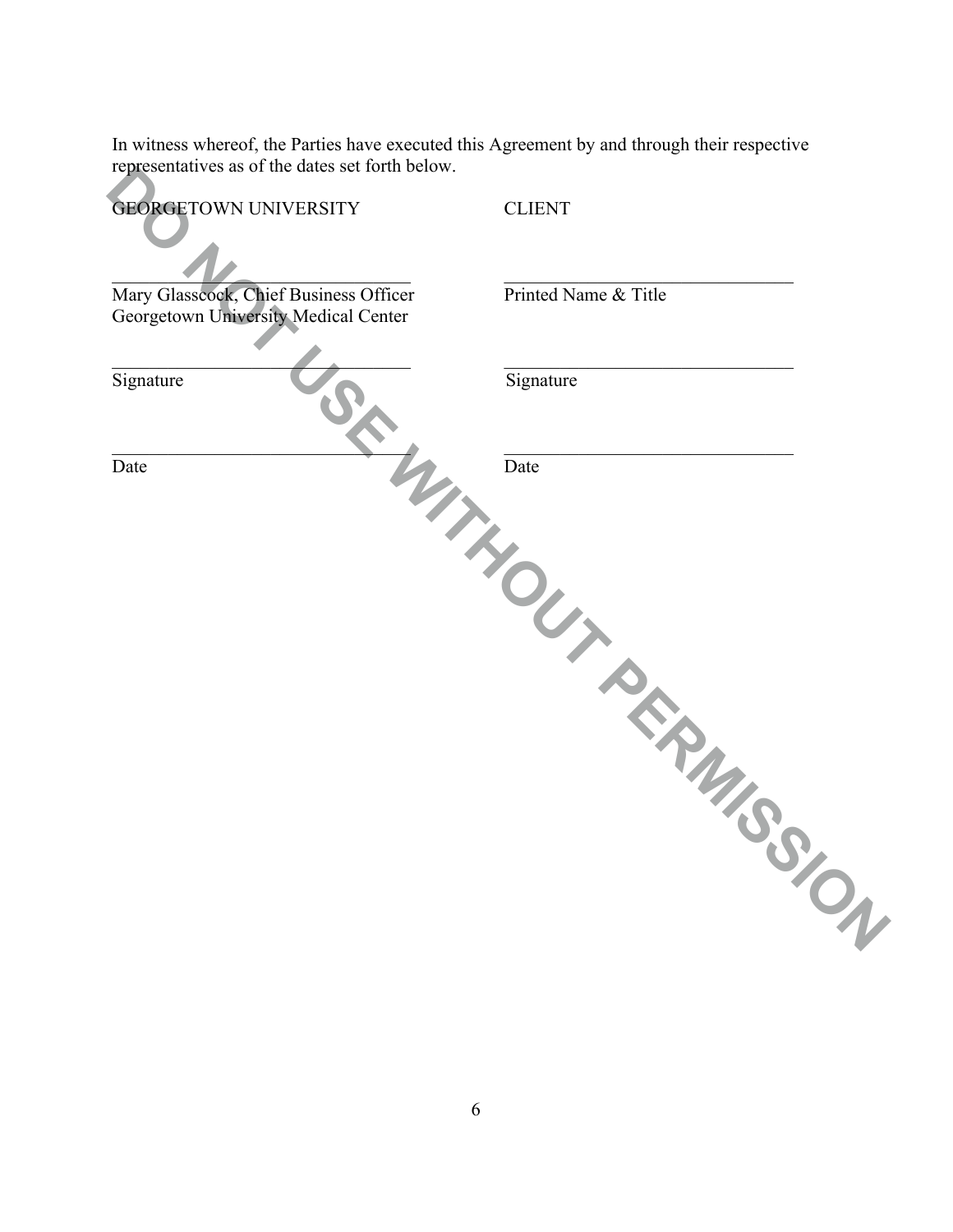In witness whereof, the Parties have executed this Agreement by and through their respective representatives as of the dates set forth below.

| GEORGETOWN UNIVERSITY | CLIENT |
| --- | --- |
| ______________________________ | ______________________________ |
| Mary Glasscock, Chief Business Officer<br>Georgetown University Medical Center | Printed Name & Title |
| ______________________________ | ______________________________ |
| Signature | Signature |
| ______________________________ | ______________________________ |
| Date | Date |

DO NOT USE WITHOUT PERMISSION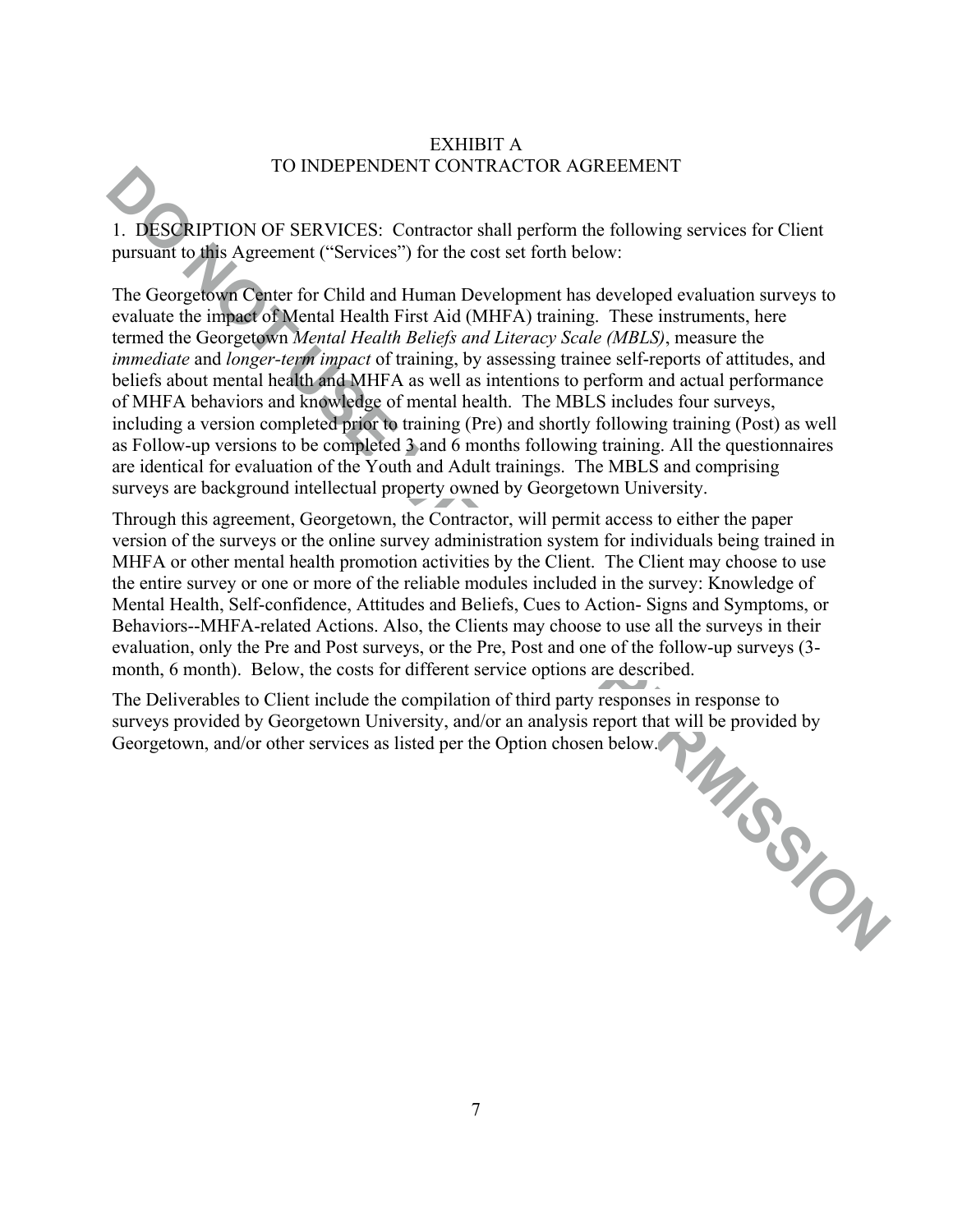EXHIBIT A
TO INDEPENDENT CONTRACTOR AGREEMENT

1. DESCRIPTION OF SERVICES: Contractor shall perform the following services for Client pursuant to this Agreement ("Services") for the cost set forth below:

The Georgetown Center for Child and Human Development has developed evaluation surveys to evaluate the impact of Mental Health First Aid (MHFA) training. These instruments, here termed the Georgetown *Mental Health Beliefs and Literacy Scale (MBLS)*, measure the *immediate* and *longer-term impact* of training, by assessing trainee self-reports of attitudes, and beliefs about mental health and MHFA as well as intentions to perform and actual performance of MHFA behaviors and knowledge of mental health. The MBLS includes four surveys, including a version completed prior to training (Pre) and shortly following training (Post) as well as Follow-up versions to be completed 3 and 6 months following training. All the questionnaires are identical for evaluation of the Youth and Adult trainings. The MBLS and comprising surveys are background intellectual property owned by Georgetown University.

Through this agreement, Georgetown, the Contractor, will permit access to either the paper version of the surveys or the online survey administration system for individuals being trained in MHFA or other mental health promotion activities by the Client. The Client may choose to use the entire survey or one or more of the reliable modules included in the survey: Knowledge of Mental Health, Self-confidence, Attitudes and Beliefs, Cues to Action- Signs and Symptoms, or Behaviors--MHFA-related Actions. Also, the Clients may choose to use all the surveys in their evaluation, only the Pre and Post surveys, or the Pre, Post and one of the follow-up surveys (3-month, 6 month). Below, the costs for different service options are described.

The Deliverables to Client include the compilation of third party responses in response to surveys provided by Georgetown University, and/or an analysis report that will be provided by Georgetown, and/or other services as listed per the Option chosen below.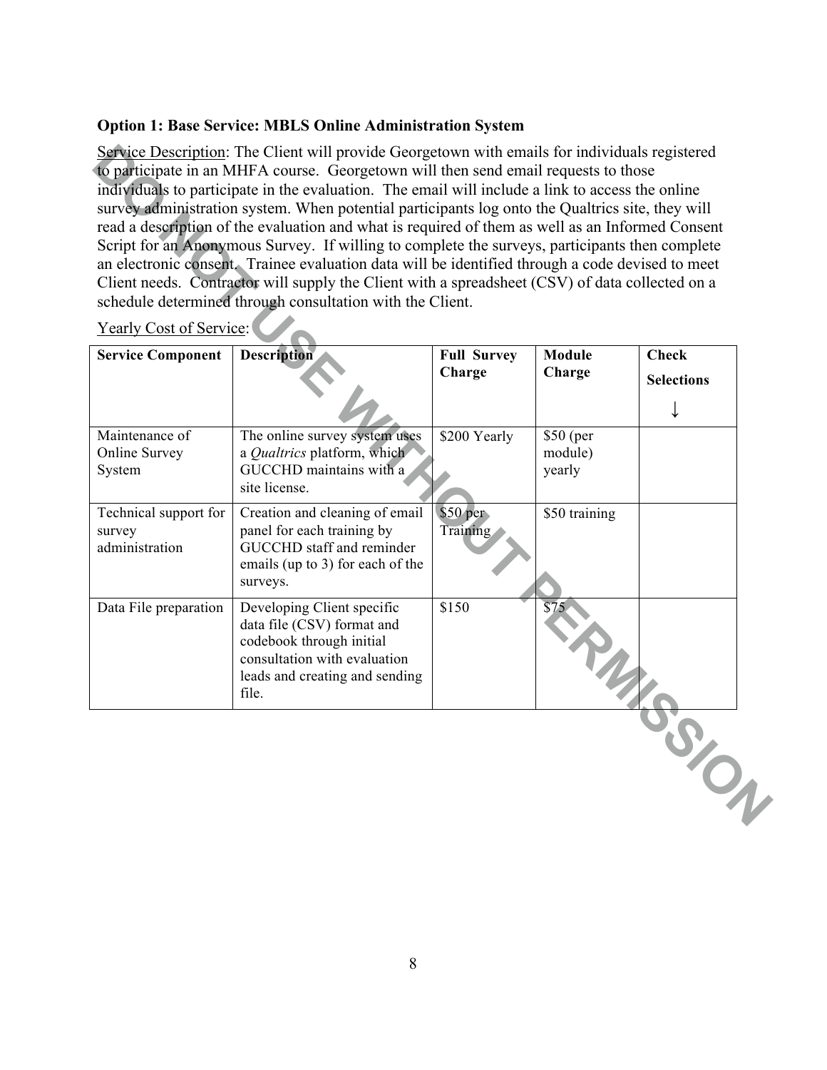**Option 1: Base Service: MBLS Online Administration System**

Service Description: The Client will provide Georgetown with emails for individuals registered to participate in an MHFA course. Georgetown will then send email requests to those individuals to participate in the evaluation. The email will include a link to access the online survey administration system. When potential participants log onto the Qualtrics site, they will read a description of the evaluation and what is required of them as well as an Informed Consent Script for an Anonymous Survey. If willing to complete the surveys, participants then complete an electronic consent. Trainee evaluation data will be identified through a code devised to meet Client needs. Contractor will supply the Client with a spreadsheet (CSV) of data collected on a schedule determined through consultation with the Client.

Yearly Cost of Service:

| Service Component | Description | Full Survey Charge | Module Charge | Check Selections ↓ |
|---|---|---|---|---|
| Maintenance of Online Survey System | The online survey system uses a *Qualtrics* platform, which GUCCHD maintains with a site license. | $200 Yearly | $50 (per module) yearly | |
| Technical support for survey administration | Creation and cleaning of email panel for each training by GUCCHD staff and reminder emails (up to 3) for each of the surveys. | $50 per Training | $50 training | |
| Data File preparation | Developing Client specific data file (CSV) format and codebook through initial consultation with evaluation leads and creating and sending file. | $150 | $75 | |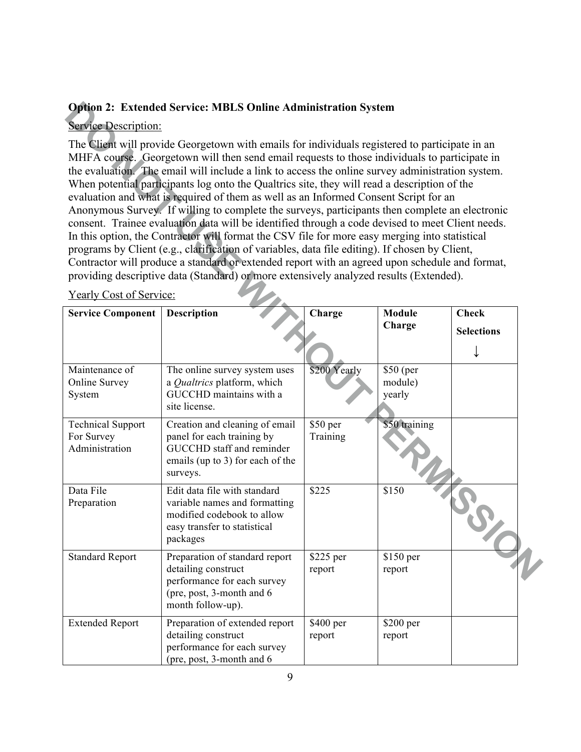**Option 2: Extended Service: MBLS Online Administration System**

Service Description:

The Client will provide Georgetown with emails for individuals registered to participate in an MHFA course. Georgetown will then send email requests to those individuals to participate in the evaluation. The email will include a link to access the online survey administration system. When potential participants log onto the Qualtrics site, they will read a description of the evaluation and what is required of them as well as an Informed Consent Script for an Anonymous Survey. If willing to complete the surveys, participants then complete an electronic consent. Trainee evaluation data will be identified through a code devised to meet Client needs. In this option, the Contractor will format the CSV file for more easy merging into statistical programs by Client (e.g., clarification of variables, data file editing). If chosen by Client, Contractor will produce a standard or extended report with an agreed upon schedule and format, providing descriptive data (Standard) or more extensively analyzed results (Extended).

Yearly Cost of Service:

| Service Component | Description | Charge | Module Charge | Check Selections ↓ |
|---|---|---|---|---|
| Maintenance of Online Survey System | The online survey system uses a *Qualtrics* platform, which GUCCHD maintains with a site license. | $200 Yearly | $50 (per module) yearly | |
| Technical Support For Survey Administration | Creation and cleaning of email panel for each training by GUCCHD staff and reminder emails (up to 3) for each of the surveys. | $50 per Training | $50 training | |
| Data File Preparation | Edit data file with standard variable names and formatting modified codebook to allow easy transfer to statistical packages | $225 | $150 | |
| Standard Report | Preparation of standard report detailing construct performance for each survey (pre, post, 3-month and 6 month follow-up). | $225 per report | $150 per report | |
| Extended Report | Preparation of extended report detailing construct performance for each survey (pre, post, 3-month and 6 | $400 per report | $200 per report | |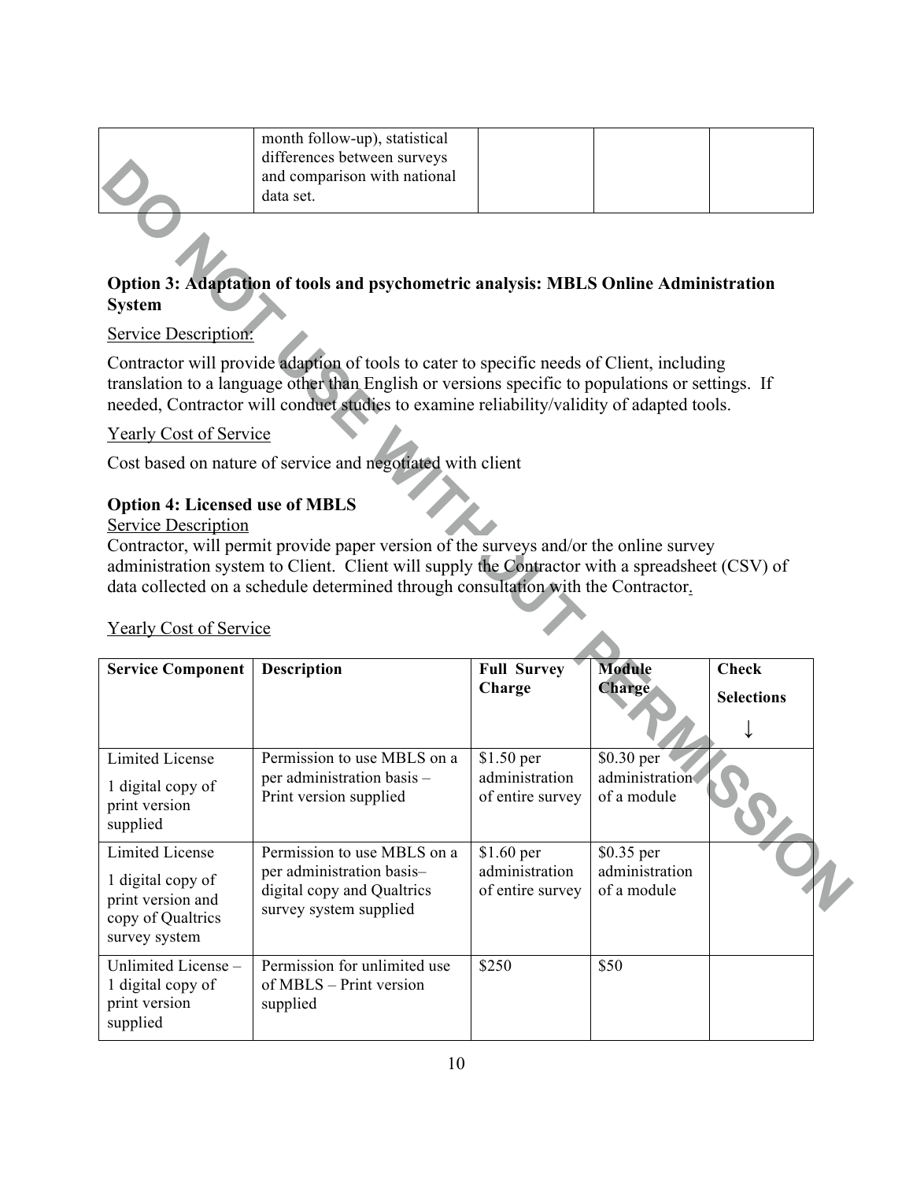| | month follow-up), statistical differences between surveys and comparison with national data set. | | | |
|---|---|---|---|---|

**Option 3: Adaptation of tools and psychometric analysis: MBLS Online Administration System**

Service Description:

Contractor will provide adaption of tools to cater to specific needs of Client, including translation to a language other than English or versions specific to populations or settings. If needed, Contractor will conduct studies to examine reliability/validity of adapted tools.

Yearly Cost of Service

Cost based on nature of service and negotiated with client

**Option 4: Licensed use of MBLS**

Service Description

Contractor, will permit provide paper version of the surveys and/or the online survey administration system to Client. Client will supply the Contractor with a spreadsheet (CSV) of data collected on a schedule determined through consultation with the Contractor.

Yearly Cost of Service

| **Service Component** | **Description** | **Full Survey Charge** | **Module Charge** | **Check Selections ↓** |
|---|---|---|---|---|
| Limited License<br>1 digital copy of print version supplied | Permission to use MBLS on a per administration basis – Print version supplied | $1.50 per administration of entire survey | $0.30 per administration of a module | |
| Limited License<br>1 digital copy of print version and copy of Qualtrics survey system | Permission to use MBLS on a per administration basis– digital copy and Qualtrics survey system supplied | $1.60 per administration of entire survey | $0.35 per administration of a module | |
| Unlimited License – 1 digital copy of print version supplied | Permission for unlimited use of MBLS – Print version supplied | $250 | $50 | |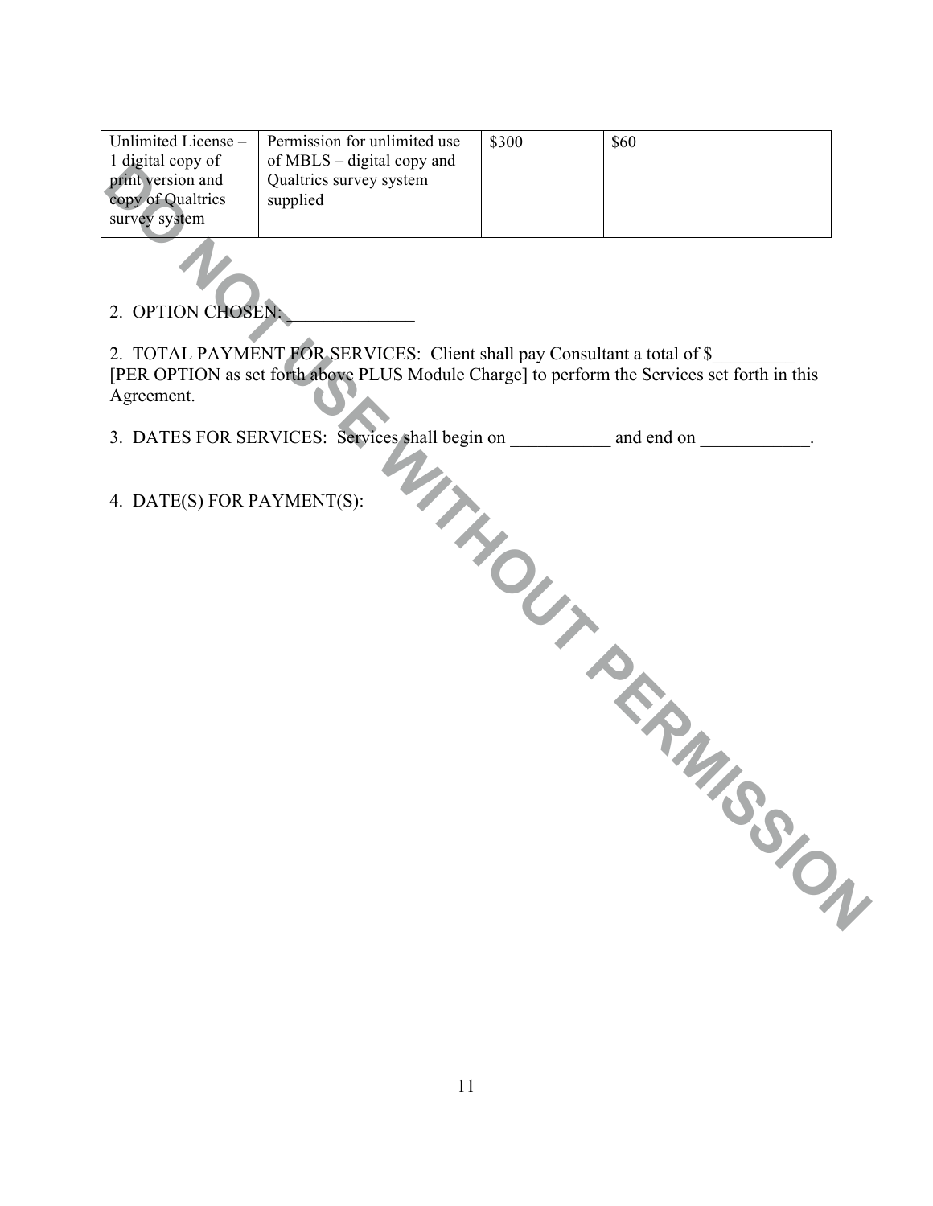| | | | | |
|---|---|---|---|---|
| Unlimited License – 1 digital copy of print version and copy of Qualtrics survey system | Permission for unlimited use of MBLS – digital copy and Qualtrics survey system supplied | $300 | $60 | |

DO NOT USE WITHOUT PERMISSION

2. OPTION CHOSEN: ______________

2. TOTAL PAYMENT FOR SERVICES: Client shall pay Consultant a total of $_________ [PER OPTION as set forth above PLUS Module Charge] to perform the Services set forth in this Agreement.

3. DATES FOR SERVICES: Services shall begin on ___________ and end on ____________.

4. DATE(S) FOR PAYMENT(S):